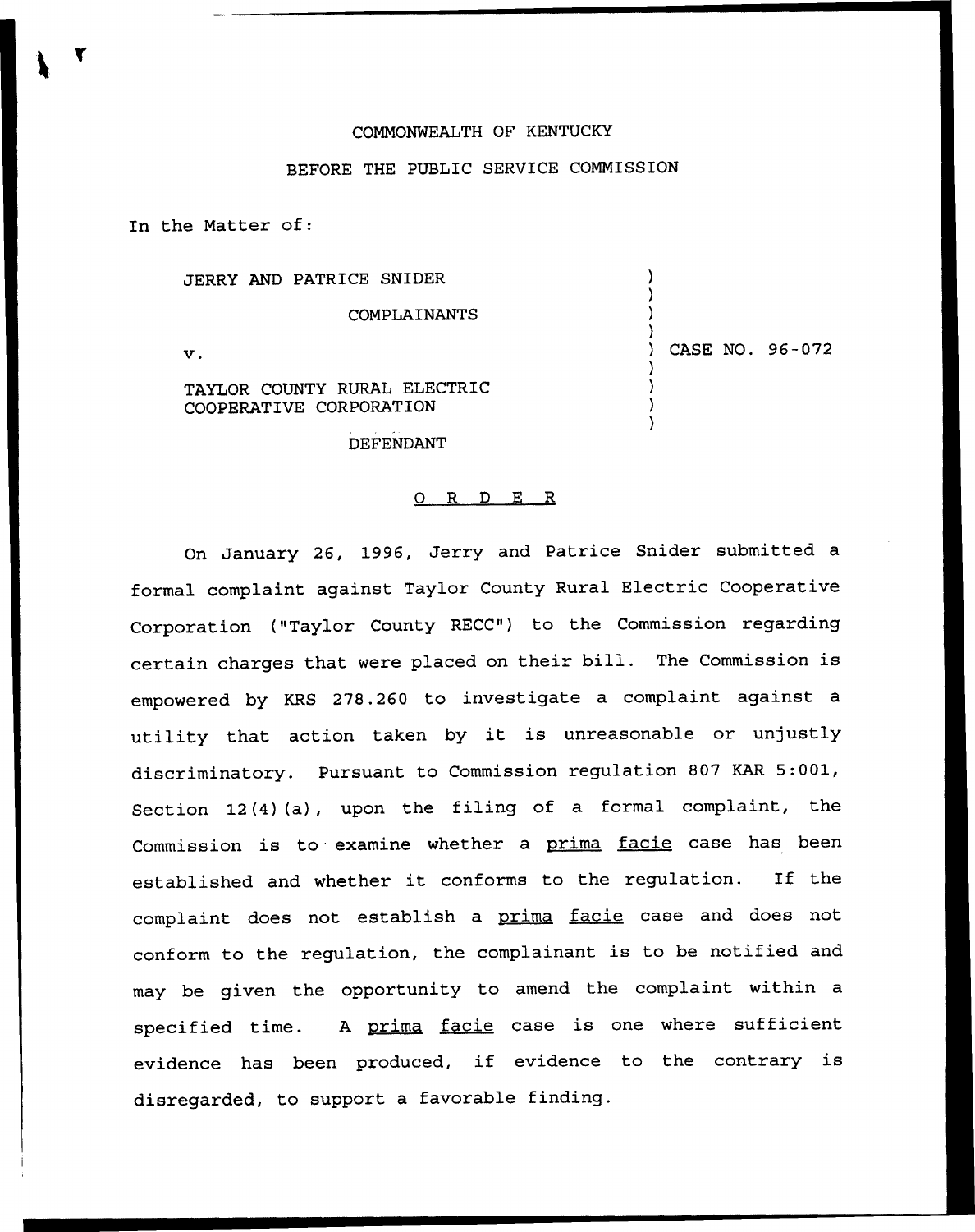COMMONWEALTH OF KENTUCKY

BEFORE THE PUBLIC SERVICE COMMISSION

In the Matter of:

| | | |
|---|---|---|
| JERRY AND PATRICE SNIDER | ) | |
| COMPLAINANTS | ) | |
| v. | ) | CASE NO. 96-072 |
| TAYLOR COUNTY RURAL ELECTRIC COOPERATIVE CORPORATION | ) | |
| DEFENDANT | ) | |

# O R D E R

On January 26, 1996, Jerry and Patrice Snider submitted a formal complaint against Taylor County Rural Electric Cooperative Corporation ("Taylor County RECC") to the Commission regarding certain charges that were placed on their bill. The Commission is empowered by KRS 278.260 to investigate a complaint against a utility that action taken by it is unreasonable or unjustly discriminatory. Pursuant to Commission regulation 807 KAR 5:001, Section 12(4)(a), upon the filing of a formal complaint, the Commission is to examine whether a prima facie case has been established and whether it conforms to the regulation. If the complaint does not establish a prima facie case and does not conform to the regulation, the complainant is to be notified and may be given the opportunity to amend the complaint within a specified time. A prima facie case is one where sufficient evidence has been produced, if evidence to the contrary is disregarded, to support a favorable finding.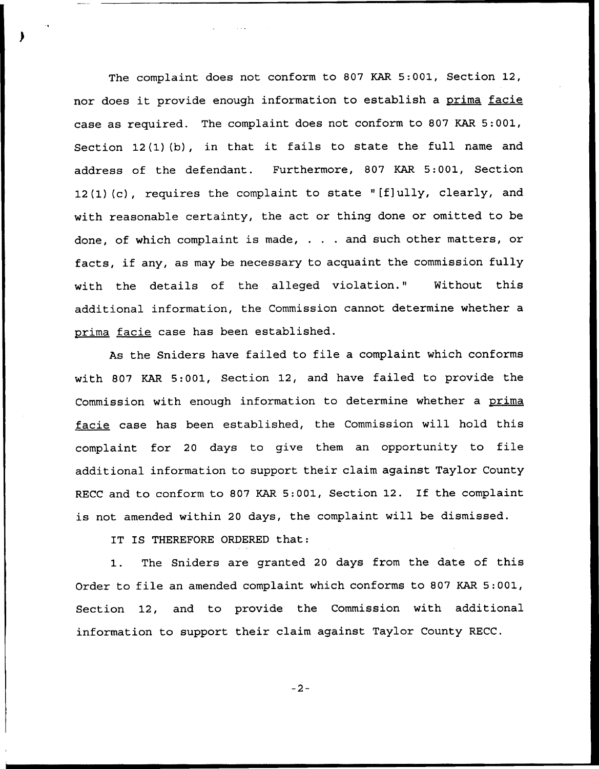The complaint does not conform to 807 KAR 5:001, Section 12, nor does it provide enough information to establish a prima facie case as required. The complaint does not conform to 807 KAR 5:001, Section 12(1)(b), in that it fails to state the full name and address of the defendant. Furthermore, 807 KAR 5:001, Section 12(1)(c), requires the complaint to state "[f]ully, clearly, and with reasonable certainty, the act or thing done or omitted to be done, of which complaint is made, . . . and such other matters, or facts, if any, as may be necessary to acquaint the commission fully with the details of the alleged violation." Without this additional information, the Commission cannot determine whether a prima facie case has been established.

As the Sniders have failed to file a complaint which conforms with 807 KAR 5:001, Section 12, and have failed to provide the Commission with enough information to determine whether a prima facie case has been established, the Commission will hold this complaint for 20 days to give them an opportunity to file additional information to support their claim against Taylor County RECC and to conform to 807 KAR 5:001, Section 12. If the complaint is not amended within 20 days, the complaint will be dismissed.

IT IS THEREFORE ORDERED that:

1. The Sniders are granted 20 days from the date of this Order to file an amended complaint which conforms to 807 KAR 5:001, Section 12, and to provide the Commission with additional information to support their claim against Taylor County RECC.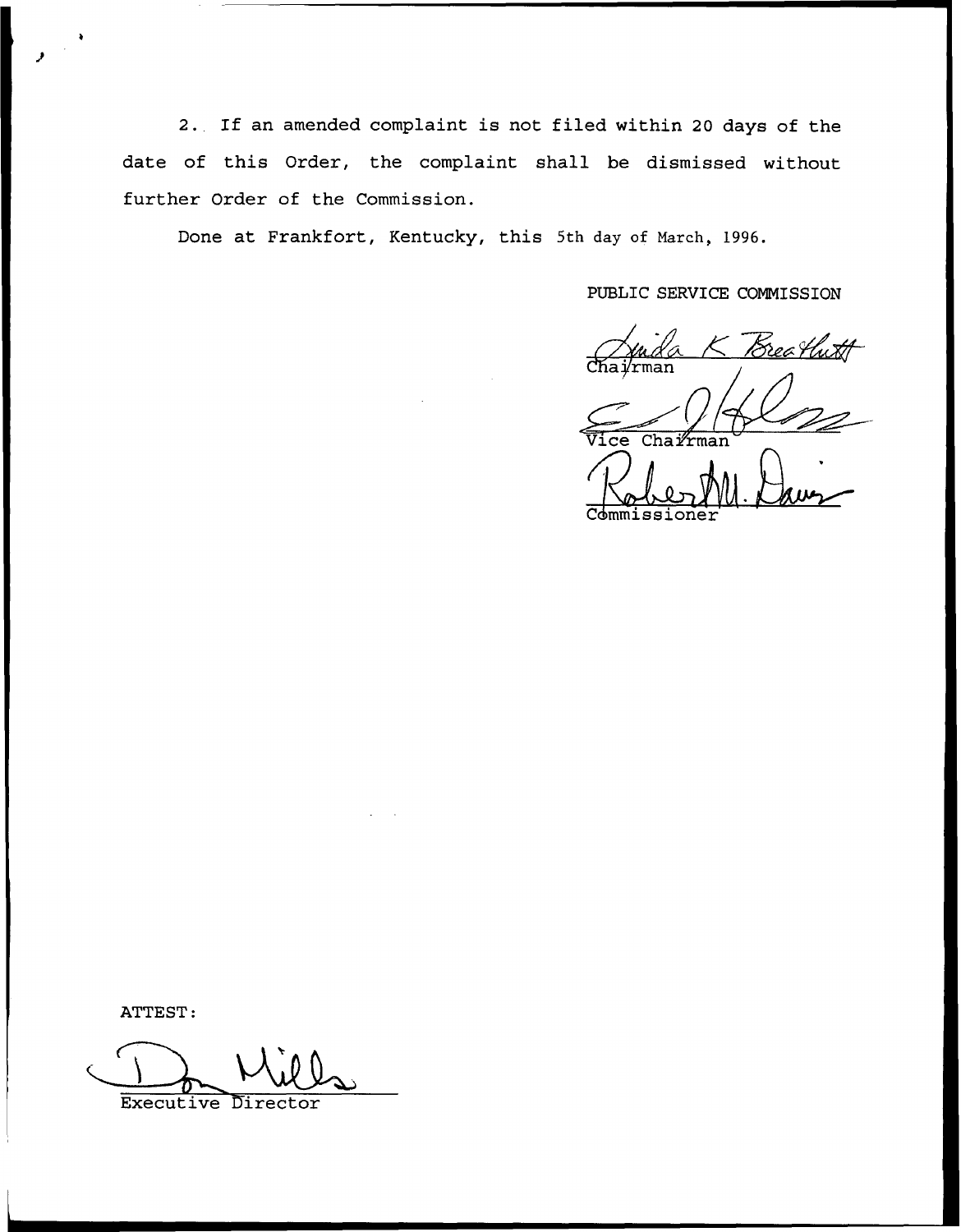2. If an amended complaint is not filed within 20 days of the date of this Order, the complaint shall be dismissed without further Order of the Commission.

Done at Frankfort, Kentucky, this 5th day of March, 1996.

PUBLIC SERVICE COMMISSION

Linda K Breathitt
Chairman

Vice Chairman

Robert M. Davis
Commissioner

ATTEST:

Don Mills
Executive Director